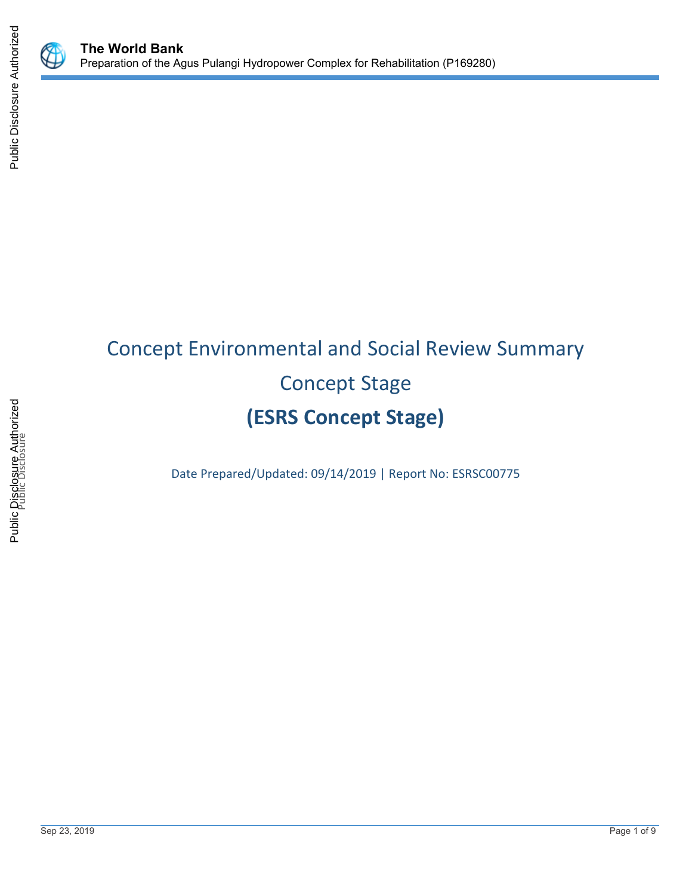# Concept Environmental and Social Review Summary

## Concept Stage

## (ESRS Concept Stage)

Date Prepared/Updated: 09/14/2019 | Report No: ESRSC00775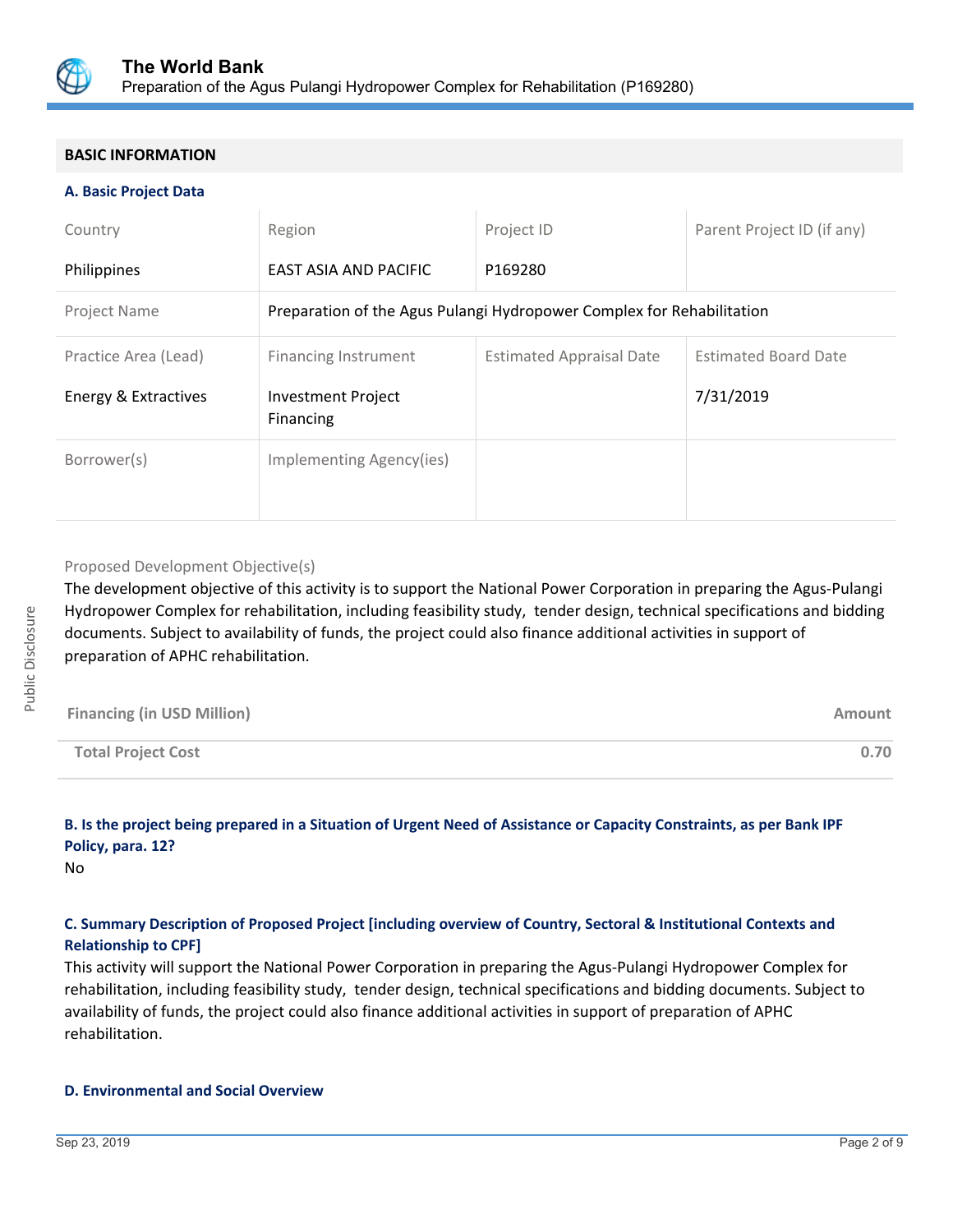## BASIC INFORMATION

### A. Basic Project Data

| Country | Region | Project ID | Parent Project ID (if any) |
|---|---|---|---|
| Philippines | EAST ASIA AND PACIFIC | P169280 | |
| Project Name | Preparation of the Agus Pulangi Hydropower Complex for Rehabilitation | | |
| Practice Area (Lead) | Financing Instrument | Estimated Appraisal Date | Estimated Board Date |
| Energy & Extractives | Investment Project Financing | | 7/31/2019 |
| Borrower(s) | Implementing Agency(ies) | | |

Proposed Development Objective(s)

The development objective of this activity is to support the National Power Corporation in preparing the Agus-Pulangi Hydropower Complex for rehabilitation, including feasibility study, tender design, technical specifications and bidding documents. Subject to availability of funds, the project could also finance additional activities in support of preparation of APHC rehabilitation.

| Financing (in USD Million) | Amount |
|---|---|
| **Total Project Cost** | **0.70** |

### B. Is the project being prepared in a Situation of Urgent Need of Assistance or Capacity Constraints, as per Bank IPF Policy, para. 12?

No

### C. Summary Description of Proposed Project [including overview of Country, Sectoral & Institutional Contexts and Relationship to CPF]

This activity will support the National Power Corporation in preparing the Agus-Pulangi Hydropower Complex for rehabilitation, including feasibility study, tender design, technical specifications and bidding documents. Subject to availability of funds, the project could also finance additional activities in support of preparation of APHC rehabilitation.

### D. Environmental and Social Overview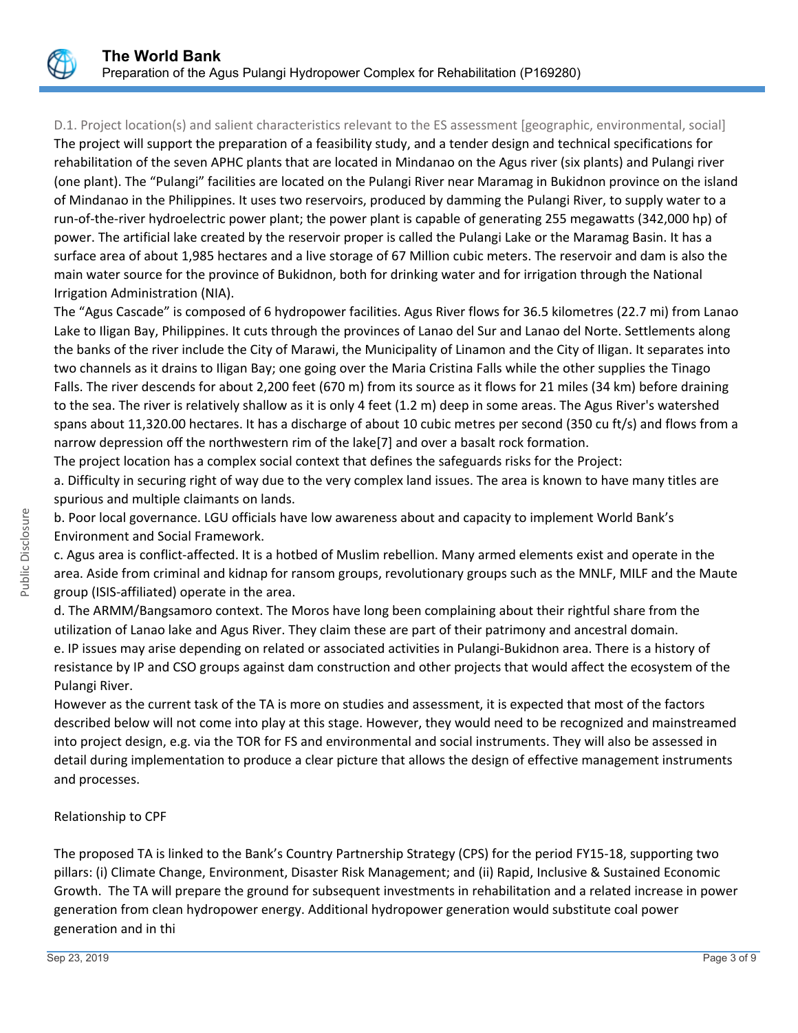### D.1. Project location(s) and salient characteristics relevant to the ES assessment [geographic, environmental, social]

The project will support the preparation of a feasibility study, and a tender design and technical specifications for rehabilitation of the seven APHC plants that are located in Mindanao on the Agus river (six plants) and Pulangi river (one plant). The "Pulangi" facilities are located on the Pulangi River near Maramag in Bukidnon province on the island of Mindanao in the Philippines. It uses two reservoirs, produced by damming the Pulangi River, to supply water to a run-of-the-river hydroelectric power plant; the power plant is capable of generating 255 megawatts (342,000 hp) of power. The artificial lake created by the reservoir proper is called the Pulangi Lake or the Maramag Basin. It has a surface area of about 1,985 hectares and a live storage of 67 Million cubic meters. The reservoir and dam is also the main water source for the province of Bukidnon, both for drinking water and for irrigation through the National Irrigation Administration (NIA).

The "Agus Cascade" is composed of 6 hydropower facilities. Agus River flows for 36.5 kilometres (22.7 mi) from Lanao Lake to Iligan Bay, Philippines. It cuts through the provinces of Lanao del Sur and Lanao del Norte. Settlements along the banks of the river include the City of Marawi, the Municipality of Linamon and the City of Iligan. It separates into two channels as it drains to Iligan Bay; one going over the Maria Cristina Falls while the other supplies the Tinago Falls. The river descends for about 2,200 feet (670 m) from its source as it flows for 21 miles (34 km) before draining to the sea. The river is relatively shallow as it is only 4 feet (1.2 m) deep in some areas. The Agus River's watershed spans about 11,320.00 hectares. It has a discharge of about 10 cubic metres per second (350 cu ft/s) and flows from a narrow depression off the northwestern rim of the lake[7] and over a basalt rock formation.

The project location has a complex social context that defines the safeguards risks for the Project:

a. Difficulty in securing right of way due to the very complex land issues. The area is known to have many titles are spurious and multiple claimants on lands.

b. Poor local governance. LGU officials have low awareness about and capacity to implement World Bank's Environment and Social Framework.

c. Agus area is conflict-affected. It is a hotbed of Muslim rebellion. Many armed elements exist and operate in the area. Aside from criminal and kidnap for ransom groups, revolutionary groups such as the MNLF, MILF and the Maute group (ISIS-affiliated) operate in the area.

d. The ARMM/Bangsamoro context. The Moros have long been complaining about their rightful share from the utilization of Lanao lake and Agus River. They claim these are part of their patrimony and ancestral domain.

e. IP issues may arise depending on related or associated activities in Pulangi-Bukidnon area. There is a history of resistance by IP and CSO groups against dam construction and other projects that would affect the ecosystem of the Pulangi River.

However as the current task of the TA is more on studies and assessment, it is expected that most of the factors described below will not come into play at this stage. However, they would need to be recognized and mainstreamed into project design, e.g. via the TOR for FS and environmental and social instruments. They will also be assessed in detail during implementation to produce a clear picture that allows the design of effective management instruments and processes.

Relationship to CPF

The proposed TA is linked to the Bank's Country Partnership Strategy (CPS) for the period FY15-18, supporting two pillars: (i) Climate Change, Environment, Disaster Risk Management; and (ii) Rapid, Inclusive & Sustained Economic Growth. The TA will prepare the ground for subsequent investments in rehabilitation and a related increase in power generation from clean hydropower energy. Additional hydropower generation would substitute coal power generation and in thi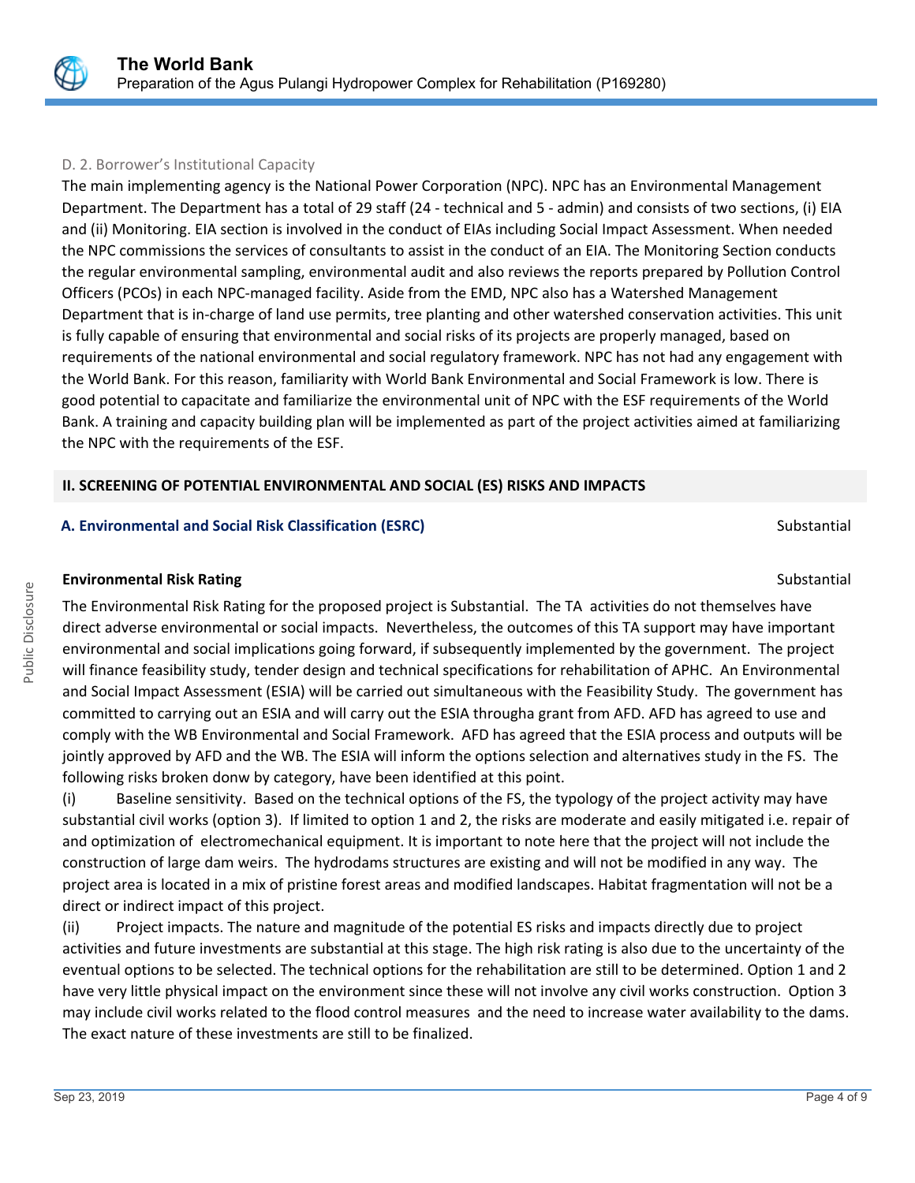D. 2. Borrower's Institutional Capacity

The main implementing agency is the National Power Corporation (NPC). NPC has an Environmental Management Department. The Department has a total of 29 staff (24 - technical and 5 - admin) and consists of two sections, (i) EIA and (ii) Monitoring. EIA section is involved in the conduct of EIAs including Social Impact Assessment. When needed the NPC commissions the services of consultants to assist in the conduct of an EIA. The Monitoring Section conducts the regular environmental sampling, environmental audit and also reviews the reports prepared by Pollution Control Officers (PCOs) in each NPC-managed facility. Aside from the EMD, NPC also has a Watershed Management Department that is in-charge of land use permits, tree planting and other watershed conservation activities. This unit is fully capable of ensuring that environmental and social risks of its projects are properly managed, based on requirements of the national environmental and social regulatory framework. NPC has not had any engagement with the World Bank. For this reason, familiarity with World Bank Environmental and Social Framework is low. There is good potential to capacitate and familiarize the environmental unit of NPC with the ESF requirements of the World Bank. A training and capacity building plan will be implemented as part of the project activities aimed at familiarizing the NPC with the requirements of the ESF.

## II. SCREENING OF POTENTIAL ENVIRONMENTAL AND SOCIAL (ES) RISKS AND IMPACTS

### A. Environmental and Social Risk Classification (ESRC) — Substantial

**Environmental Risk Rating** — Substantial

The Environmental Risk Rating for the proposed project is Substantial. The TA activities do not themselves have direct adverse environmental or social impacts. Nevertheless, the outcomes of this TA support may have important environmental and social implications going forward, if subsequently implemented by the government. The project will finance feasibility study, tender design and technical specifications for rehabilitation of APHC. An Environmental and Social Impact Assessment (ESIA) will be carried out simultaneous with the Feasibility Study. The government has committed to carrying out an ESIA and will carry out the ESIA througha grant from AFD. AFD has agreed to use and comply with the WB Environmental and Social Framework. AFD has agreed that the ESIA process and outputs will be jointly approved by AFD and the WB. The ESIA will inform the options selection and alternatives study in the FS. The following risks broken donw by category, have been identified at this point.

(i) Baseline sensitivity. Based on the technical options of the FS, the typology of the project activity may have substantial civil works (option 3). If limited to option 1 and 2, the risks are moderate and easily mitigated i.e. repair of and optimization of electromechanical equipment. It is important to note here that the project will not include the construction of large dam weirs. The hydrodams structures are existing and will not be modified in any way. The project area is located in a mix of pristine forest areas and modified landscapes. Habitat fragmentation will not be a direct or indirect impact of this project.

(ii) Project impacts. The nature and magnitude of the potential ES risks and impacts directly due to project activities and future investments are substantial at this stage. The high risk rating is also due to the uncertainty of the eventual options to be selected. The technical options for the rehabilitation are still to be determined. Option 1 and 2 have very little physical impact on the environment since these will not involve any civil works construction. Option 3 may include civil works related to the flood control measures and the need to increase water availability to the dams. The exact nature of these investments are still to be finalized.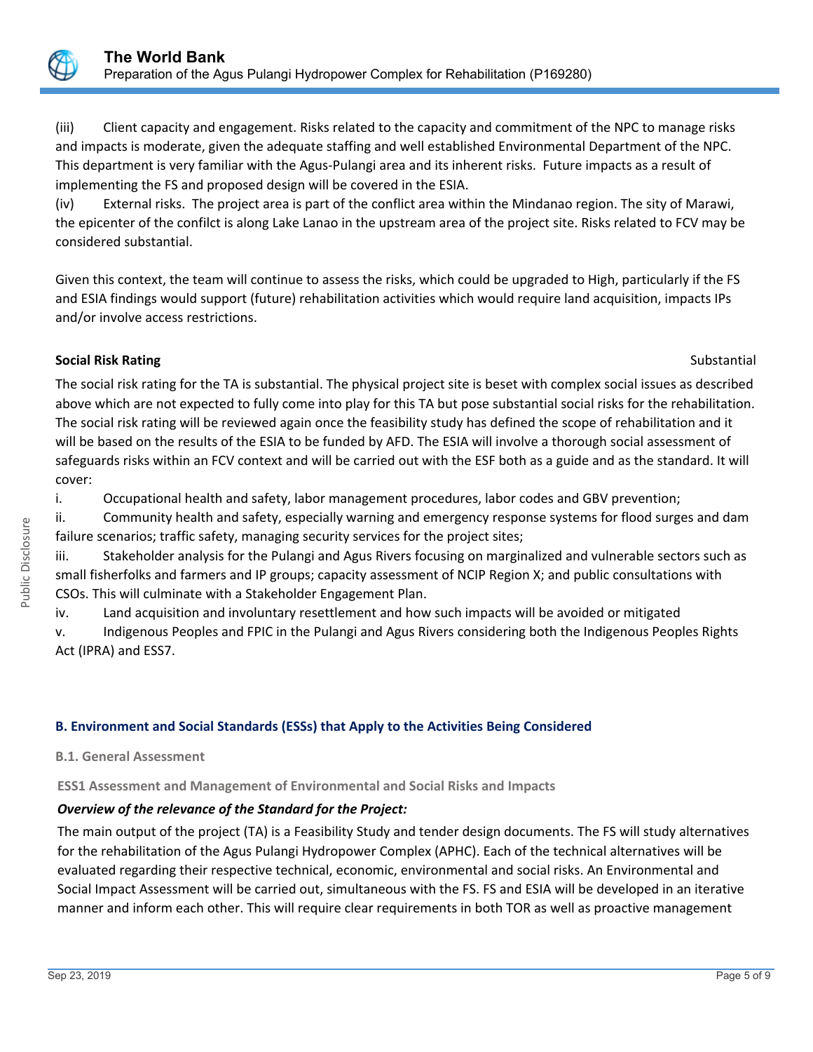(iii) Client capacity and engagement. Risks related to the capacity and commitment of the NPC to manage risks and impacts is moderate, given the adequate staffing and well established Environmental Department of the NPC. This department is very familiar with the Agus-Pulangi area and its inherent risks. Future impacts as a result of implementing the FS and proposed design will be covered in the ESIA.

(iv) External risks. The project area is part of the conflict area within the Mindanao region. The sity of Marawi, the epicenter of the confilct is along Lake Lanao in the upstream area of the project site. Risks related to FCV may be considered substantial.

Given this context, the team will continue to assess the risks, which could be upgraded to High, particularly if the FS and ESIA findings would support (future) rehabilitation activities which would require land acquisition, impacts IPs and/or involve access restrictions.

**Social Risk Rating** Substantial

The social risk rating for the TA is substantial. The physical project site is beset with complex social issues as described above which are not expected to fully come into play for this TA but pose substantial social risks for the rehabilitation. The social risk rating will be reviewed again once the feasibility study has defined the scope of rehabilitation and it will be based on the results of the ESIA to be funded by AFD. The ESIA will involve a thorough social assessment of safeguards risks within an FCV context and will be carried out with the ESF both as a guide and as the standard. It will cover:

i. Occupational health and safety, labor management procedures, labor codes and GBV prevention;

ii. Community health and safety, especially warning and emergency response systems for flood surges and dam failure scenarios; traffic safety, managing security services for the project sites;

iii. Stakeholder analysis for the Pulangi and Agus Rivers focusing on marginalized and vulnerable sectors such as small fisherfolks and farmers and IP groups; capacity assessment of NCIP Region X; and public consultations with CSOs. This will culminate with a Stakeholder Engagement Plan.

iv. Land acquisition and involuntary resettlement and how such impacts will be avoided or mitigated

v. Indigenous Peoples and FPIC in the Pulangi and Agus Rivers considering both the Indigenous Peoples Rights Act (IPRA) and ESS7.

## B. Environment and Social Standards (ESSs) that Apply to the Activities Being Considered

### B.1. General Assessment

#### ESS1 Assessment and Management of Environmental and Social Risks and Impacts

***Overview of the relevance of the Standard for the Project:***

The main output of the project (TA) is a Feasibility Study and tender design documents. The FS will study alternatives for the rehabilitation of the Agus Pulangi Hydropower Complex (APHC). Each of the technical alternatives will be evaluated regarding their respective technical, economic, environmental and social risks. An Environmental and Social Impact Assessment will be carried out, simultaneous with the FS. FS and ESIA will be developed in an iterative manner and inform each other. This will require clear requirements in both TOR as well as proactive management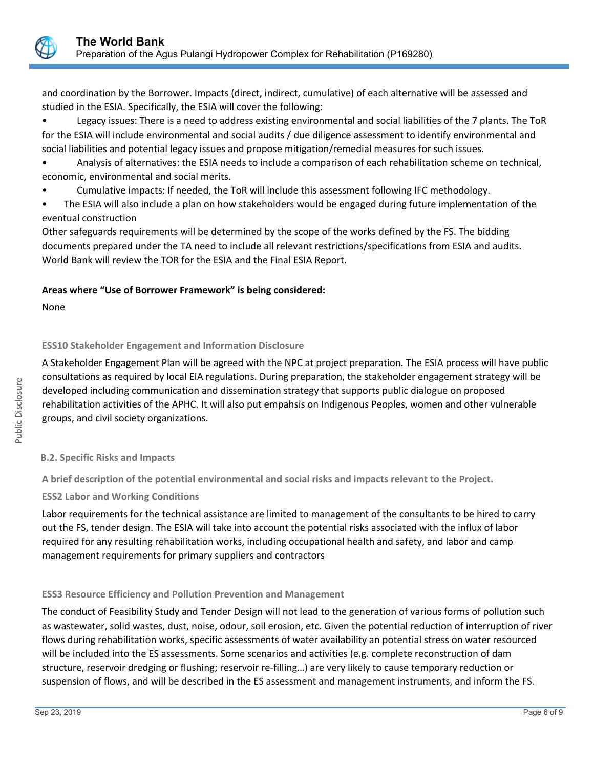and coordination by the Borrower. Impacts (direct, indirect, cumulative) of each alternative will be assessed and studied in the ESIA. Specifically, the ESIA will cover the following:

- Legacy issues: There is a need to address existing environmental and social liabilities of the 7 plants. The ToR for the ESIA will include environmental and social audits / due diligence assessment to identify environmental and social liabilities and potential legacy issues and propose mitigation/remedial measures for such issues.
- Analysis of alternatives: the ESIA needs to include a comparison of each rehabilitation scheme on technical, economic, environmental and social merits.
- Cumulative impacts: If needed, the ToR will include this assessment following IFC methodology.
- The ESIA will also include a plan on how stakeholders would be engaged during future implementation of the eventual construction

Other safeguards requirements will be determined by the scope of the works defined by the FS. The bidding documents prepared under the TA need to include all relevant restrictions/specifications from ESIA and audits. World Bank will review the TOR for the ESIA and the Final ESIA Report.

**Areas where "Use of Borrower Framework" is being considered:**

None

### ESS10 Stakeholder Engagement and Information Disclosure

A Stakeholder Engagement Plan will be agreed with the NPC at project preparation. The ESIA process will have public consultations as required by local EIA regulations. During preparation, the stakeholder engagement strategy will be developed including communication and dissemination strategy that supports public dialogue on proposed rehabilitation activities of the APHC. It will also put empahsis on Indigenous Peoples, women and other vulnerable groups, and civil society organizations.

## B.2. Specific Risks and Impacts

**A brief description of the potential environmental and social risks and impacts relevant to the Project.**

### ESS2 Labor and Working Conditions

Labor requirements for the technical assistance are limited to management of the consultants to be hired to carry out the FS, tender design. The ESIA will take into account the potential risks associated with the influx of labor required for any resulting rehabilitation works, including occupational health and safety, and labor and camp management requirements for primary suppliers and contractors

### ESS3 Resource Efficiency and Pollution Prevention and Management

The conduct of Feasibility Study and Tender Design will not lead to the generation of various forms of pollution such as wastewater, solid wastes, dust, noise, odour, soil erosion, etc. Given the potential reduction of interruption of river flows during rehabilitation works, specific assessments of water availability an potential stress on water resourced will be included into the ES assessments. Some scenarios and activities (e.g. complete reconstruction of dam structure, reservoir dredging or flushing; reservoir re-filling…) are very likely to cause temporary reduction or suspension of flows, and will be described in the ES assessment and management instruments, and inform the FS.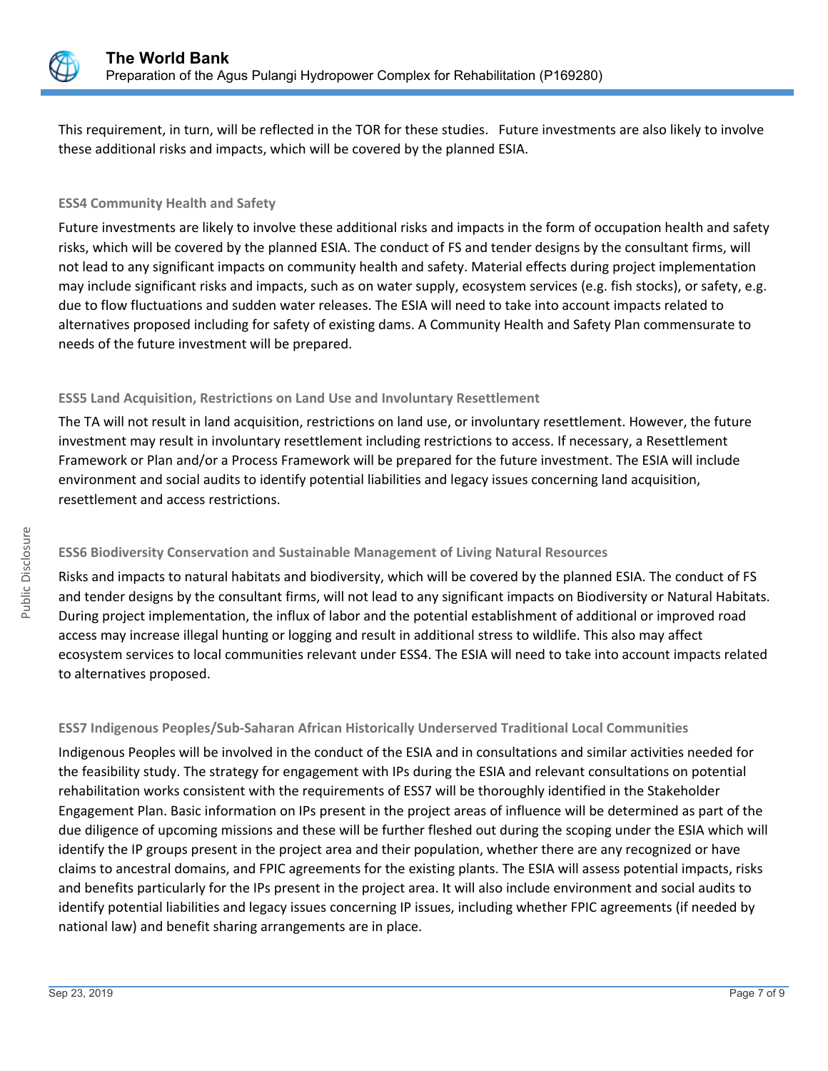This requirement, in turn, will be reflected in the TOR for these studies. Future investments are also likely to involve these additional risks and impacts, which will be covered by the planned ESIA.

### ESS4 Community Health and Safety

Future investments are likely to involve these additional risks and impacts in the form of occupation health and safety risks, which will be covered by the planned ESIA. The conduct of FS and tender designs by the consultant firms, will not lead to any significant impacts on community health and safety. Material effects during project implementation may include significant risks and impacts, such as on water supply, ecosystem services (e.g. fish stocks), or safety, e.g. due to flow fluctuations and sudden water releases. The ESIA will need to take into account impacts related to alternatives proposed including for safety of existing dams. A Community Health and Safety Plan commensurate to needs of the future investment will be prepared.

### ESS5 Land Acquisition, Restrictions on Land Use and Involuntary Resettlement

The TA will not result in land acquisition, restrictions on land use, or involuntary resettlement. However, the future investment may result in involuntary resettlement including restrictions to access. If necessary, a Resettlement Framework or Plan and/or a Process Framework will be prepared for the future investment. The ESIA will include environment and social audits to identify potential liabilities and legacy issues concerning land acquisition, resettlement and access restrictions.

### ESS6 Biodiversity Conservation and Sustainable Management of Living Natural Resources

Risks and impacts to natural habitats and biodiversity, which will be covered by the planned ESIA. The conduct of FS and tender designs by the consultant firms, will not lead to any significant impacts on Biodiversity or Natural Habitats. During project implementation, the influx of labor and the potential establishment of additional or improved road access may increase illegal hunting or logging and result in additional stress to wildlife. This also may affect ecosystem services to local communities relevant under ESS4. The ESIA will need to take into account impacts related to alternatives proposed.

### ESS7 Indigenous Peoples/Sub-Saharan African Historically Underserved Traditional Local Communities

Indigenous Peoples will be involved in the conduct of the ESIA and in consultations and similar activities needed for the feasibility study. The strategy for engagement with IPs during the ESIA and relevant consultations on potential rehabilitation works consistent with the requirements of ESS7 will be thoroughly identified in the Stakeholder Engagement Plan. Basic information on IPs present in the project areas of influence will be determined as part of the due diligence of upcoming missions and these will be further fleshed out during the scoping under the ESIA which will identify the IP groups present in the project area and their population, whether there are any recognized or have claims to ancestral domains, and FPIC agreements for the existing plants. The ESIA will assess potential impacts, risks and benefits particularly for the IPs present in the project area. It will also include environment and social audits to identify potential liabilities and legacy issues concerning IP issues, including whether FPIC agreements (if needed by national law) and benefit sharing arrangements are in place.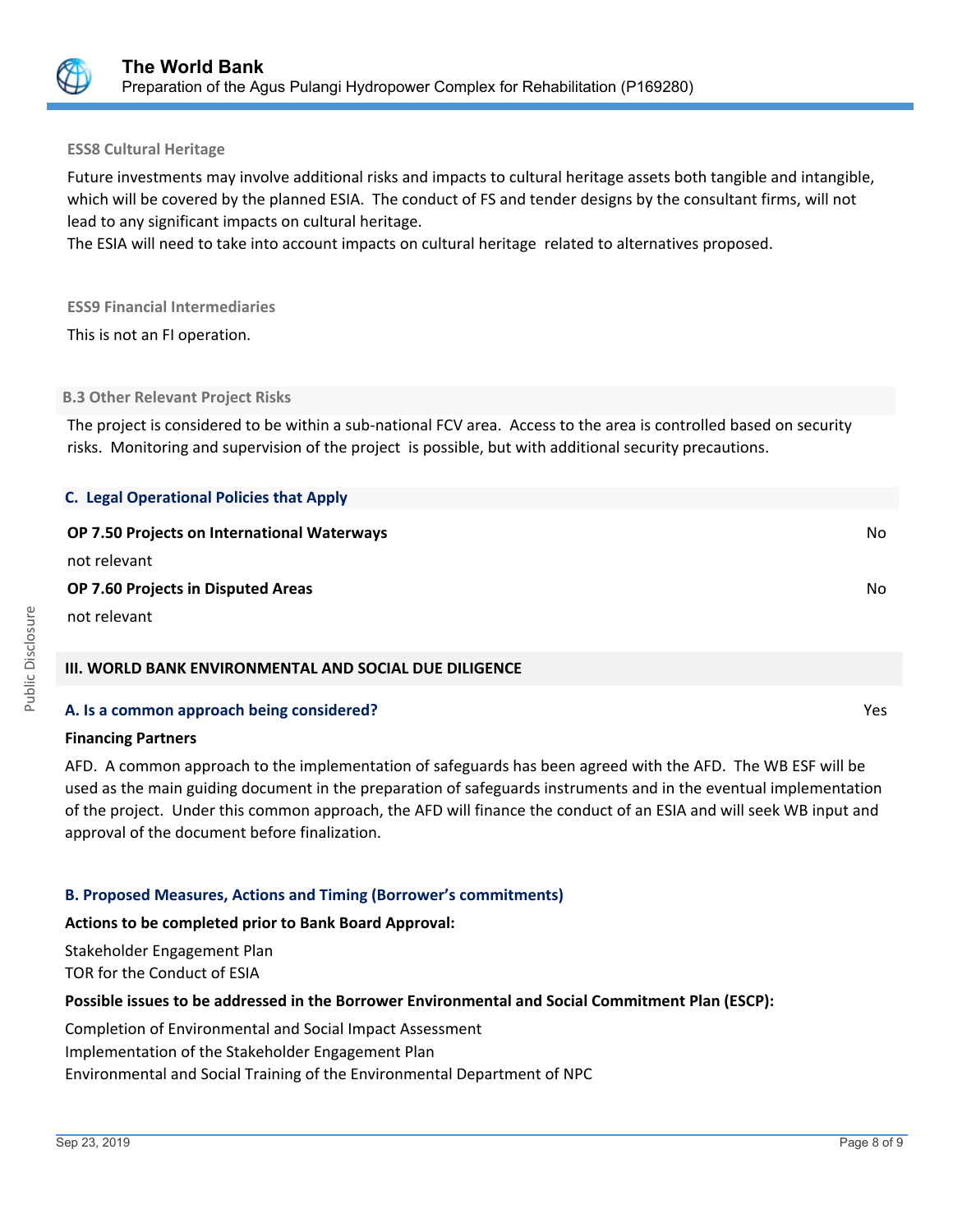**ESS8 Cultural Heritage**

Future investments may involve additional risks and impacts to cultural heritage assets both tangible and intangible, which will be covered by the planned ESIA. The conduct of FS and tender designs by the consultant firms, will not lead to any significant impacts on cultural heritage.
The ESIA will need to take into account impacts on cultural heritage related to alternatives proposed.

**ESS9 Financial Intermediaries**

This is not an FI operation.

### B.3 Other Relevant Project Risks

The project is considered to be within a sub-national FCV area. Access to the area is controlled based on security risks. Monitoring and supervision of the project is possible, but with additional security precautions.

### C. Legal Operational Policies that Apply

**OP 7.50 Projects on International Waterways** — No

not relevant

**OP 7.60 Projects in Disputed Areas** — No

not relevant

## III. WORLD BANK ENVIRONMENTAL AND SOCIAL DUE DILIGENCE

### A. Is a common approach being considered? — Yes

**Financing Partners**

AFD. A common approach to the implementation of safeguards has been agreed with the AFD. The WB ESF will be used as the main guiding document in the preparation of safeguards instruments and in the eventual implementation of the project. Under this common approach, the AFD will finance the conduct of an ESIA and will seek WB input and approval of the document before finalization.

### B. Proposed Measures, Actions and Timing (Borrower's commitments)

**Actions to be completed prior to Bank Board Approval:**

Stakeholder Engagement Plan
TOR for the Conduct of ESIA

**Possible issues to be addressed in the Borrower Environmental and Social Commitment Plan (ESCP):**

Completion of Environmental and Social Impact Assessment
Implementation of the Stakeholder Engagement Plan
Environmental and Social Training of the Environmental Department of NPC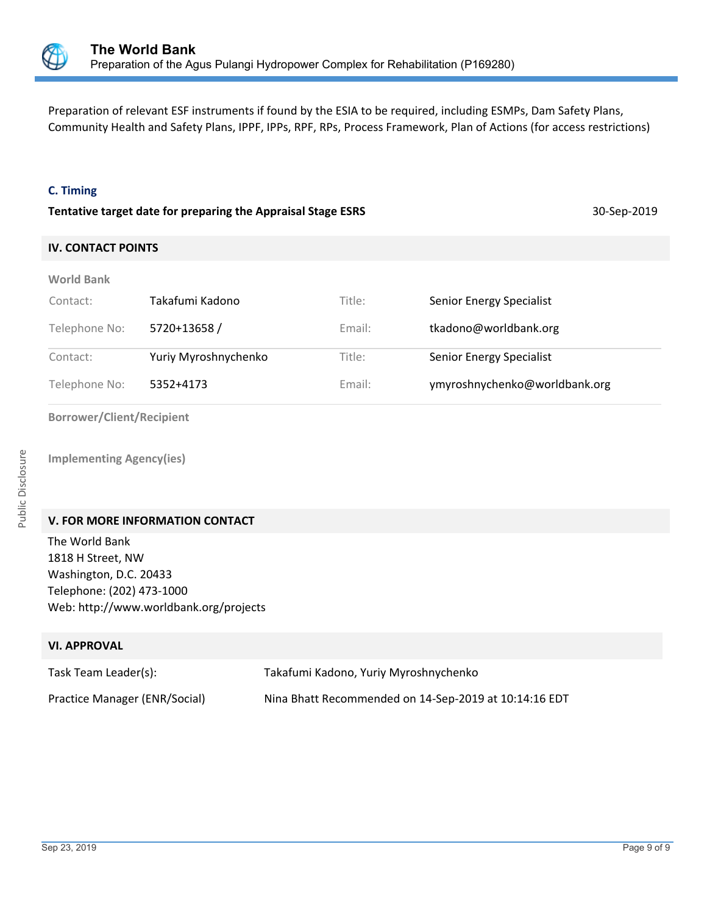Preparation of relevant ESF instruments if found by the ESIA to be required, including ESMPs, Dam Safety Plans, Community Health and Safety Plans, IPPF, IPPs, RPF, RPs, Process Framework, Plan of Actions (for access restrictions)

### C. Timing

**Tentative target date for preparing the Appraisal Stage ESRS** 30-Sep-2019

## IV. CONTACT POINTS

**World Bank**

| | | | |
|---|---|---|---|
| Contact: | Takafumi Kadono | Title: | Senior Energy Specialist |
| Telephone No: | 5720+13658 / | Email: | tkadono@worldbank.org |
| Contact: | Yuriy Myroshnychenko | Title: | Senior Energy Specialist |
| Telephone No: | 5352+4173 | Email: | ymyroshnychenko@worldbank.org |

**Borrower/Client/Recipient**

**Implementing Agency(ies)**

## V. FOR MORE INFORMATION CONTACT

The World Bank
1818 H Street, NW
Washington, D.C. 20433
Telephone: (202) 473-1000
Web: http://www.worldbank.org/projects

## VI. APPROVAL

| | |
|---|---|
| Task Team Leader(s): | Takafumi Kadono, Yuriy Myroshnychenko |
| Practice Manager (ENR/Social) | Nina Bhatt Recommended on 14-Sep-2019 at 10:14:16 EDT |